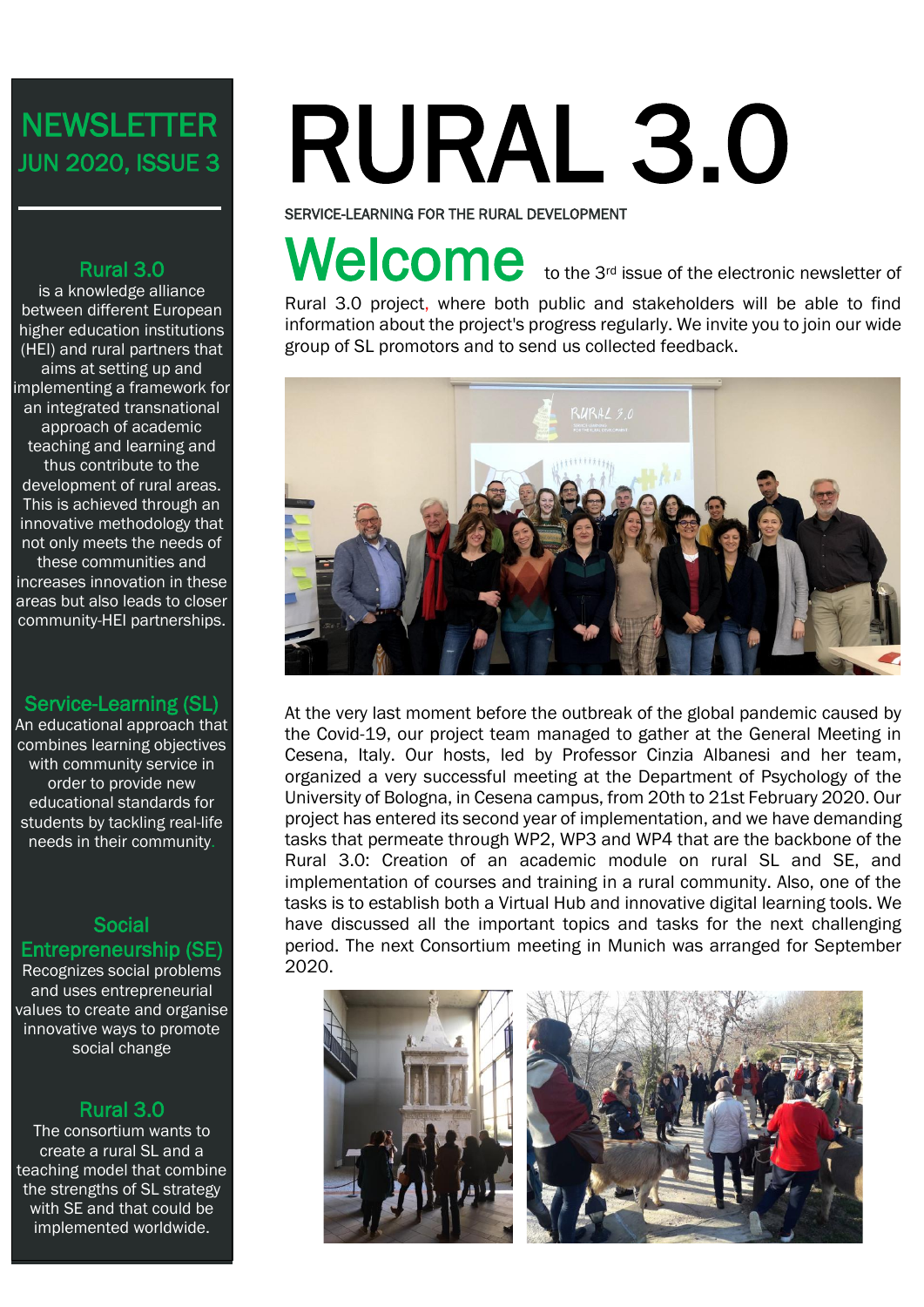# RURAL 3.0

SERVICE-LEARNING FOR THE RURAL DEVELOPMENT

## NEWSLETTER

JUN 2020, ISSUE 3

**Welcome** to the 3rd issue of the electronic newsletter of Rural 3.0 project, where both public and stakeholders will be able to find information about the project's progress regularly. We invite you to join our wide group of SL promotors and to send us collected feedback.

At the very last moment before the outbreak of the global pandemic caused by the Covid-19, our project team managed to gather at the General Meeting in Cesena, Italy. Our hosts, led by Professor Cinzia Albanesi and her team, organized a very successful meeting at the Department of Psychology of the University of Bologna, in Cesena campus, from 20th to 21st February 2020. Our project has entered its second year of implementation, and we have demanding tasks that permeate through WP2, WP3 and WP4 that are the backbone of the Rural 3.0: Creation of an academic module on rural SL and SE, and implementation of courses and training in a rural community. Also, one of the tasks is to establish both a Virtual Hub and innovative digital learning tools. We have discussed all the important topics and tasks for the next challenging period. The next Consortium meeting in Munich was arranged for September 2020.

### Rural 3.0

is a knowledge alliance between different European higher education institutions (HEI) and rural partners that aims at setting up and implementing a framework for an integrated transnational approach of academic teaching and learning and thus contribute to the development of rural areas. This is achieved through an innovative methodology that not only meets the needs of these communities and increases innovation in these areas but also leads to closer community-HEI partnerships.

### Service-Learning (SL)

An educational approach that combines learning objectives with community service in order to provide new educational standards for students by tackling real-life needs in their community.

### Social Entrepreneurship (SE)

Recognizes social problems and uses entrepreneurial values to create and organise innovative ways to promote social change

### Rural 3.0

The consortium wants to create a rural SL and a teaching model that combine the strengths of SL strategy with SE and that could be implemented worldwide.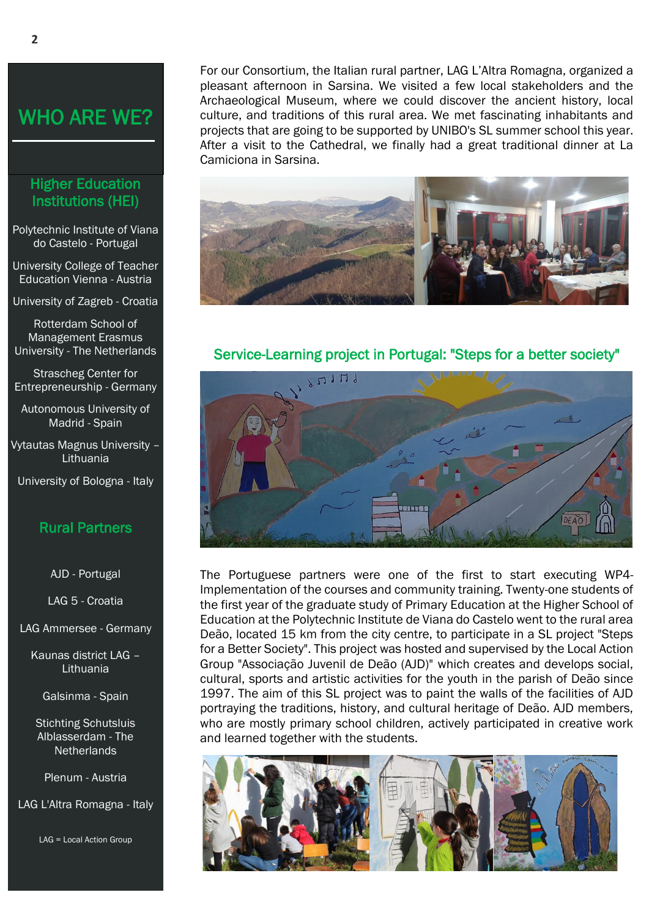# WHO ARE WE?

## Higher Education Institutions (HEI)

Polytechnic Institute of Viana do Castelo - Portugal

University College of Teacher Education Vienna - Austria

University of Zagreb - Croatia

Rotterdam School of Management Erasmus University - The Netherlands

Strascheg Center for Entrepreneurship - Germany

Autonomous University of Madrid - Spain

Vytautas Magnus University – Lithuania

University of Bologna - Italy

## Rural Partners

AJD - Portugal

LAG 5 - Croatia

LAG Ammersee - Germany

Kaunas district LAG – Lithuania

Galsinma - Spain

Stichting Schutsluis Alblasserdam - The Netherlands

Plenum - Austria

LAG L'Altra Romagna - Italy

LAG = Local Action Group

For our Consortium, the Italian rural partner, LAG L'Altra Romagna, organized a pleasant afternoon in Sarsina. We visited a few local stakeholders and the Archaeological Museum, where we could discover the ancient history, local culture, and traditions of this rural area. We met fascinating inhabitants and projects that are going to be supported by UNIBO's SL summer school this year. After a visit to the Cathedral, we finally had a great traditional dinner at La Camiciona in Sarsina.

## Service-Learning project in Portugal: "Steps for a better society"

The Portuguese partners were one of the first to start executing WP4-Implementation of the courses and community training. Twenty-one students of the first year of the graduate study of Primary Education at the Higher School of Education at the Polytechnic Institute de Viana do Castelo went to the rural area Deão, located 15 km from the city centre, to participate in a SL project "Steps for a Better Society". This project was hosted and supervised by the Local Action Group "Associação Juvenil de Deão (AJD)" which creates and develops social, cultural, sports and artistic activities for the youth in the parish of Deão since 1997. The aim of this SL project was to paint the walls of the facilities of AJD portraying the traditions, history, and cultural heritage of Deão. AJD members, who are mostly primary school children, actively participated in creative work and learned together with the students.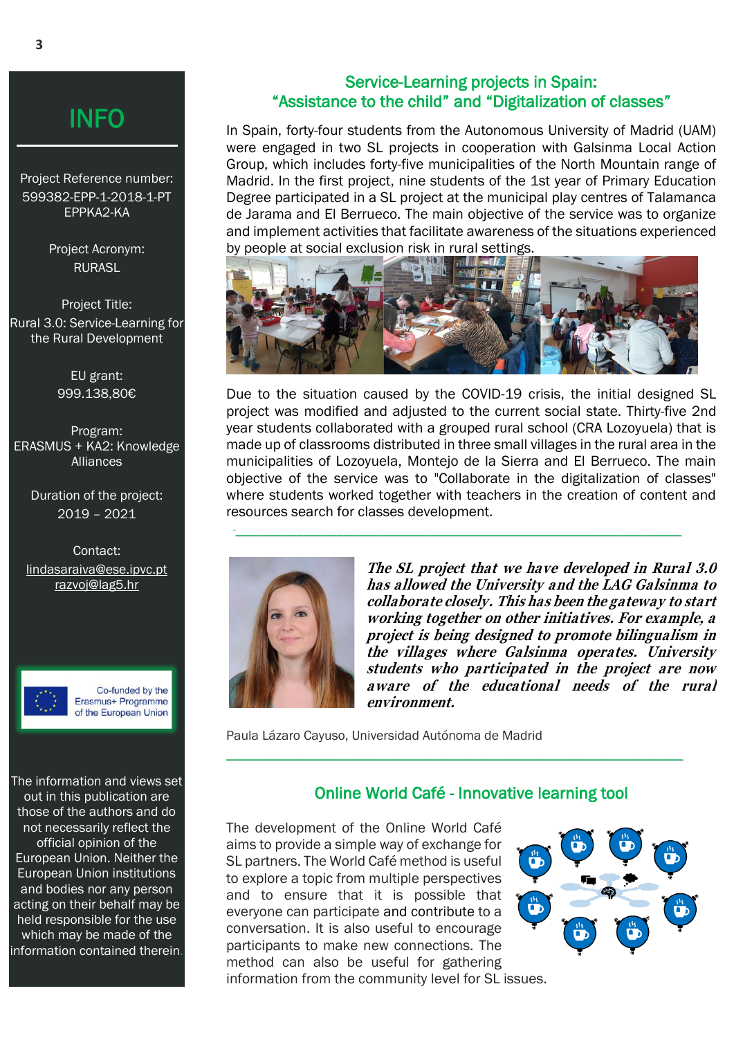## INFO

Project Reference number: 599382-EPP-1-2018-1-PT EPPKA2-KA

Project Acronym: RURASL

Project Title: Rural 3.0: Service-Learning for the Rural Development

EU grant: 999.138,80€

Program: ERASMUS + KA2: Knowledge Alliances

Duration of the project: 2019 – 2021

Contact:
lindasaraiva@ese.ipvc.pt
razvoj@lag5.hr

Co-funded by the Erasmus+ Programme of the European Union

The information and views set out in this publication are those of the authors and do not necessarily reflect the official opinion of the European Union. Neither the European Union institutions and bodies nor any person acting on their behalf may be held responsible for the use which may be made of the information contained therein.

## Service-Learning projects in Spain: "Assistance to the child" and "Digitalization of classes"

In Spain, forty-four students from the Autonomous University of Madrid (UAM) were engaged in two SL projects in cooperation with Galsinma Local Action Group, which includes forty-five municipalities of the North Mountain range of Madrid. In the first project, nine students of the 1st year of Primary Education Degree participated in a SL project at the municipal play centres of Talamanca de Jarama and El Berrueco. The main objective of the service was to organize and implement activities that facilitate awareness of the situations experienced by people at social exclusion risk in rural settings.

Due to the situation caused by the COVID-19 crisis, the initial designed SL project was modified and adjusted to the current social state. Thirty-five 2nd year students collaborated with a grouped rural school (CRA Lozoyuela) that is made up of classrooms distributed in three small villages in the rural area in the municipalities of Lozoyuela, Montejo de la Sierra and El Berrueco. The main objective of the service was to "Collaborate in the digitalization of classes" where students worked together with teachers in the creation of content and resources search for classes development.

---

***The SL project that we have developed in Rural 3.0 has allowed the University and the LAG Galsinma to collaborate closely. This has been the gateway to start working together on other initiatives. For example, a project is being designed to promote bilingualism in the villages where Galsinma operates. University students who participated in the project are now aware of the educational needs of the rural environment.***

Paula Lázaro Cayuso, Universidad Autónoma de Madrid

---

## Online World Café - Innovative learning tool

The development of the Online World Café aims to provide a simple way of exchange for SL partners. The World Café method is useful to explore a topic from multiple perspectives and to ensure that it is possible that everyone can participate and contribute to a conversation. It is also useful to encourage participants to make new connections. The method can also be useful for gathering information from the community level for SL issues.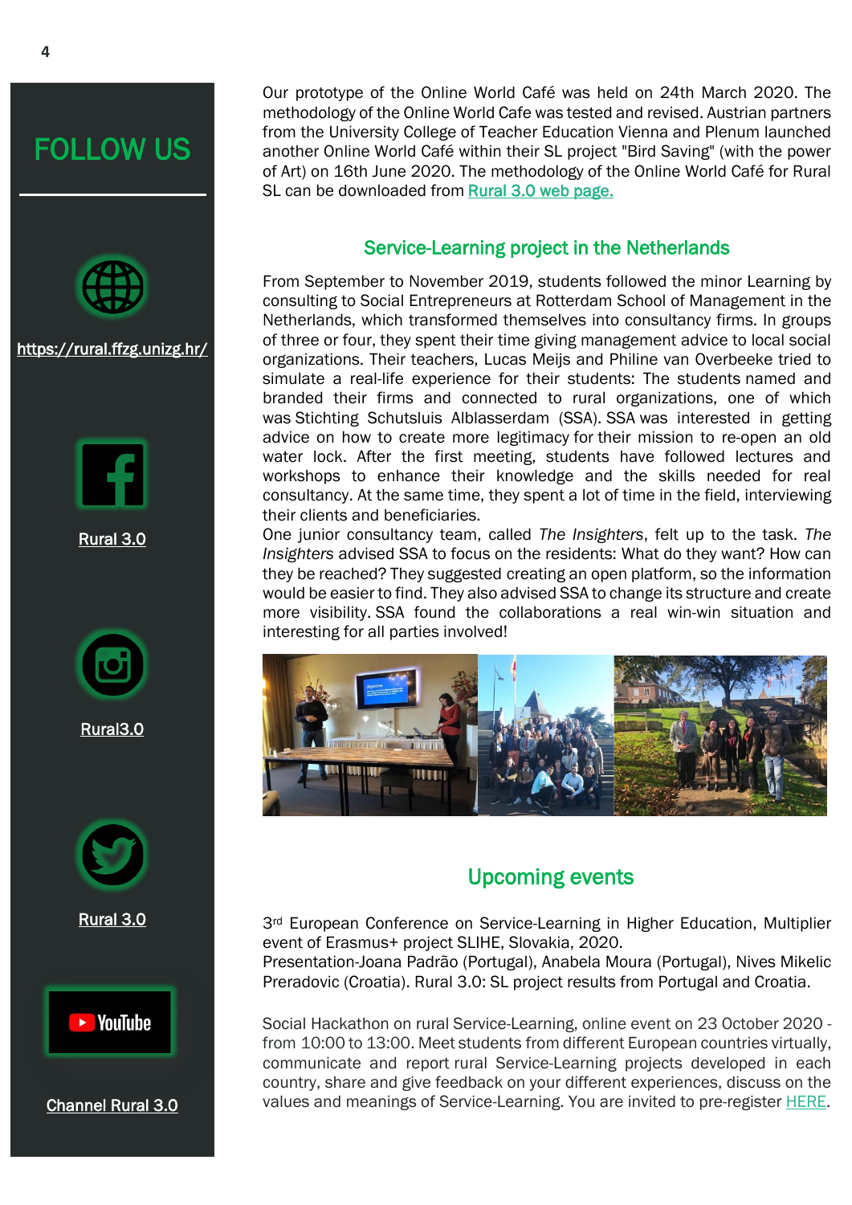## FOLLOW US

https://rural.ffzg.unizg.hr/

Rural 3.0

Rural3.0

Rural 3.0

Channel Rural 3.0

Our prototype of the Online World Café was held on 24th March 2020. The methodology of the Online World Cafe was tested and revised. Austrian partners from the University College of Teacher Education Vienna and Plenum launched another Online World Café within their SL project "Bird Saving" (with the power of Art) on 16th June 2020. The methodology of the Online World Café for Rural SL can be downloaded from Rural 3.0 web page.

## Service-Learning project in the Netherlands

From September to November 2019, students followed the minor Learning by consulting to Social Entrepreneurs at Rotterdam School of Management in the Netherlands, which transformed themselves into consultancy firms. In groups of three or four, they spent their time giving management advice to local social organizations. Their teachers, Lucas Meijs and Philine van Overbeeke tried to simulate a real-life experience for their students: The students named and branded their firms and connected to rural organizations, one of which was Stichting Schutsluis Alblasserdam (SSA). SSA was interested in getting advice on how to create more legitimacy for their mission to re-open an old water lock. After the first meeting, students have followed lectures and workshops to enhance their knowledge and the skills needed for real consultancy. At the same time, they spent a lot of time in the field, interviewing their clients and beneficiaries.

One junior consultancy team, called *The Insighters*, felt up to the task. *The Insighters* advised SSA to focus on the residents: What do they want? How can they be reached? They suggested creating an open platform, so the information would be easier to find. They also advised SSA to change its structure and create more visibility. SSA found the collaborations a real win-win situation and interesting for all parties involved!

## Upcoming events

3rd European Conference on Service-Learning in Higher Education, Multiplier event of Erasmus+ project SLIHE, Slovakia, 2020.
Presentation-Joana Padrão (Portugal), Anabela Moura (Portugal), Nives Mikelic Preradovic (Croatia). Rural 3.0: SL project results from Portugal and Croatia.

Social Hackathon on rural Service-Learning, online event on 23 October 2020 - from 10:00 to 13:00. Meet students from different European countries virtually, communicate and report rural Service-Learning projects developed in each country, share and give feedback on your different experiences, discuss on the values and meanings of Service-Learning. You are invited to pre-register HERE.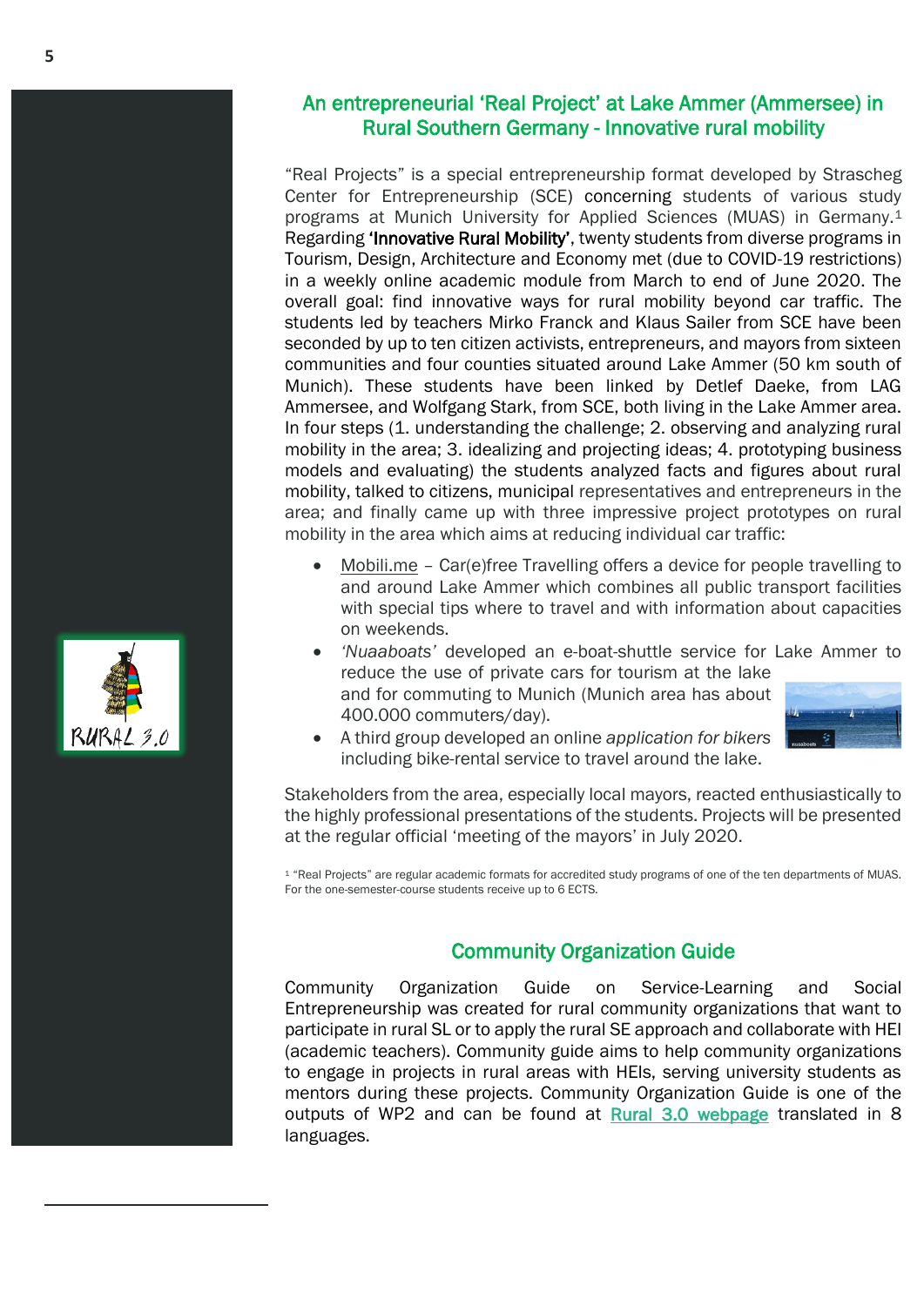## An entrepreneurial 'Real Project' at Lake Ammer (Ammersee) in Rural Southern Germany - Innovative rural mobility

"Real Projects" is a special entrepreneurship format developed by Strascheg Center for Entrepreneurship (SCE) concerning students of various study programs at Munich University for Applied Sciences (MUAS) in Germany.[1] Regarding **'Innovative Rural Mobility'**, twenty students from diverse programs in Tourism, Design, Architecture and Economy met (due to COVID-19 restrictions) in a weekly online academic module from March to end of June 2020. The overall goal: find innovative ways for rural mobility beyond car traffic. The students led by teachers Mirko Franck and Klaus Sailer from SCE have been seconded by up to ten citizen activists, entrepreneurs, and mayors from sixteen communities and four counties situated around Lake Ammer (50 km south of Munich). These students have been linked by Detlef Daeke, from LAG Ammersee, and Wolfgang Stark, from SCE, both living in the Lake Ammer area. In four steps (1. understanding the challenge; 2. observing and analyzing rural mobility in the area; 3. idealizing and projecting ideas; 4. prototyping business models and evaluating) the students analyzed facts and figures about rural mobility, talked to citizens, municipal representatives and entrepreneurs in the area; and finally came up with three impressive project prototypes on rural mobility in the area which aims at reducing individual car traffic:

- Mobili.me – Car(e)free Travelling offers a device for people travelling to and around Lake Ammer which combines all public transport facilities with special tips where to travel and with information about capacities on weekends.
- *'Nuaaboats'* developed an e-boat-shuttle service for Lake Ammer to reduce the use of private cars for tourism at the lake and for commuting to Munich (Munich area has about 400.000 commuters/day).
- A third group developed an online *application for bikers* including bike-rental service to travel around the lake.

Stakeholders from the area, especially local mayors, reacted enthusiastically to the highly professional presentations of the students. Projects will be presented at the regular official 'meeting of the mayors' in July 2020.

[1] "Real Projects" are regular academic formats for accredited study programs of one of the ten departments of MUAS. For the one-semester-course students receive up to 6 ECTS.

## Community Organization Guide

Community Organization Guide on Service-Learning and Social Entrepreneurship was created for rural community organizations that want to participate in rural SL or to apply the rural SE approach and collaborate with HEI (academic teachers). Community guide aims to help community organizations to engage in projects in rural areas with HEIs, serving university students as mentors during these projects. Community Organization Guide is one of the outputs of WP2 and can be found at Rural 3.0 webpage translated in 8 languages.